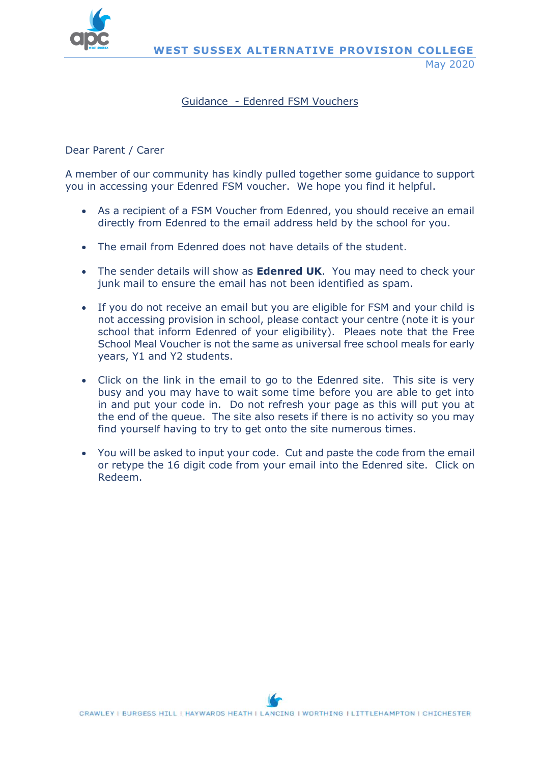**WEST SUSSEX ALTERNATIVE PROVISION COLLEGE**

May 2020

## Guidance - Edenred FSM Vouchers

Dear Parent / Carer

A member of our community has kindly pulled together some guidance to support you in accessing your Edenred FSM voucher. We hope you find it helpful.

- As a recipient of a FSM Voucher from Edenred, you should receive an email directly from Edenred to the email address held by the school for you.
- The email from Edenred does not have details of the student.
- The sender details will show as **Edenred UK**. You may need to check your junk mail to ensure the email has not been identified as spam.
- If you do not receive an email but you are eligible for FSM and your child is not accessing provision in school, please contact your centre (note it is your school that inform Edenred of your eligibility). Pleaes note that the Free School Meal Voucher is not the same as universal free school meals for early years, Y1 and Y2 students.
- Click on the link in the email to go to the Edenred site. This site is very busy and you may have to wait some time before you are able to get into in and put your code in. Do not refresh your page as this will put you at the end of the queue. The site also resets if there is no activity so you may find yourself having to try to get onto the site numerous times.
- You will be asked to input your code. Cut and paste the code from the email or retype the 16 digit code from your email into the Edenred site. Click on Redeem.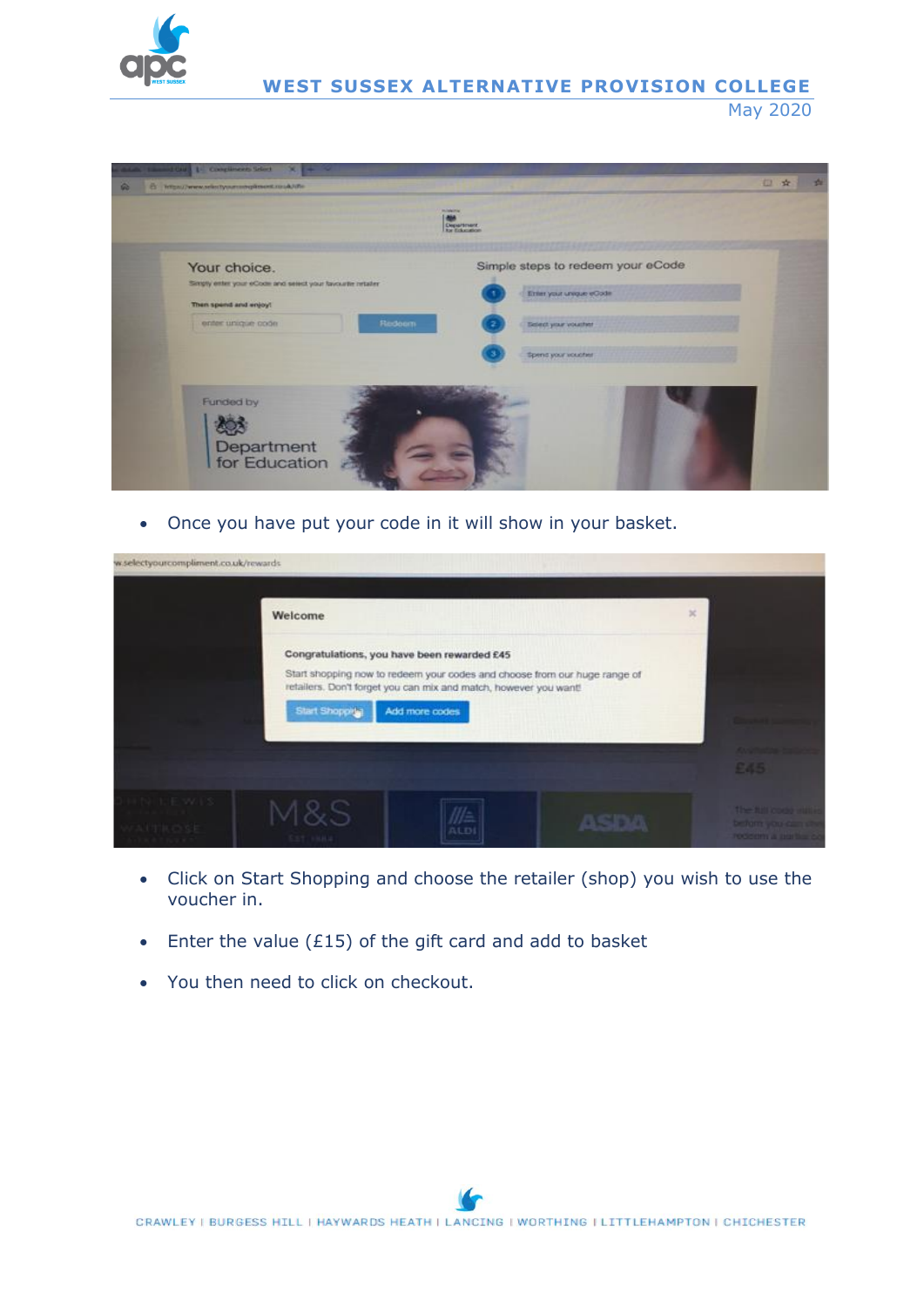- Once you have put your code in it will show in your basket.

- Click on Start Shopping and choose the retailer (shop) you wish to use the voucher in.
- Enter the value (£15) of the gift card and add to basket
- You then need to click on checkout.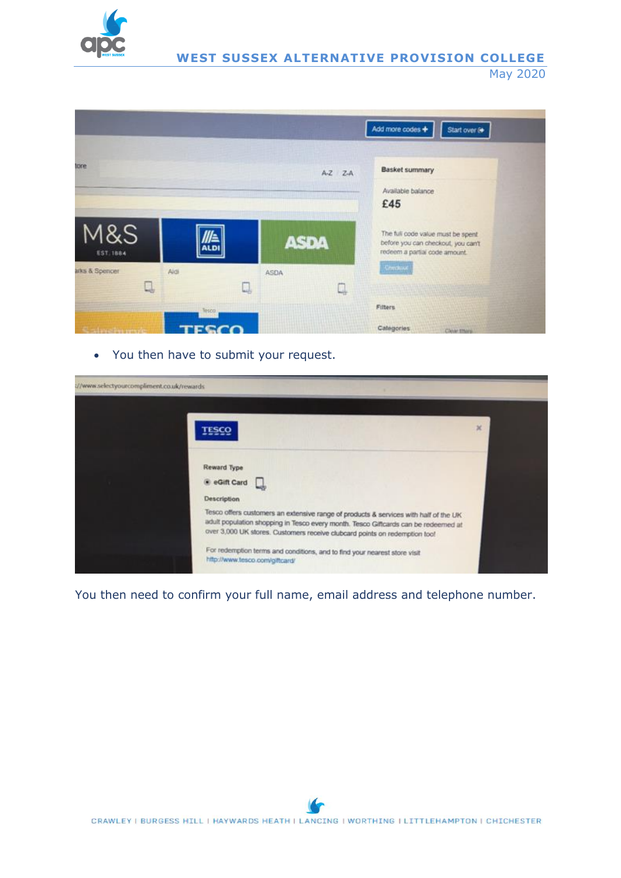- You then have to submit your request.

You then need to confirm your full name, email address and telephone number.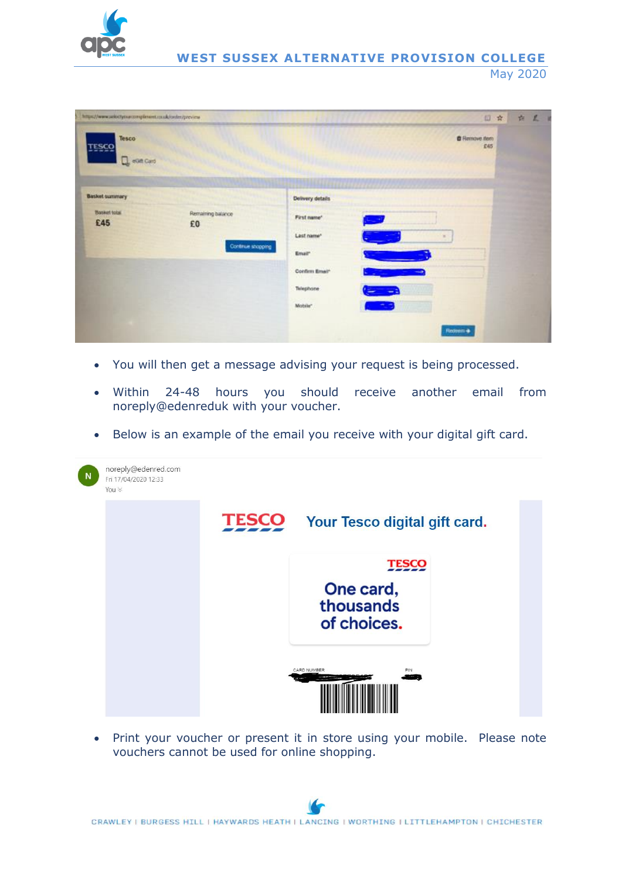- You will then get a message advising your request is being processed.
- Within 24-48 hours you should receive another email from noreply@edenreduk with your voucher.
- Below is an example of the email you receive with your digital gift card.

- Print your voucher or present it in store using your mobile. Please note vouchers cannot be used for online shopping.